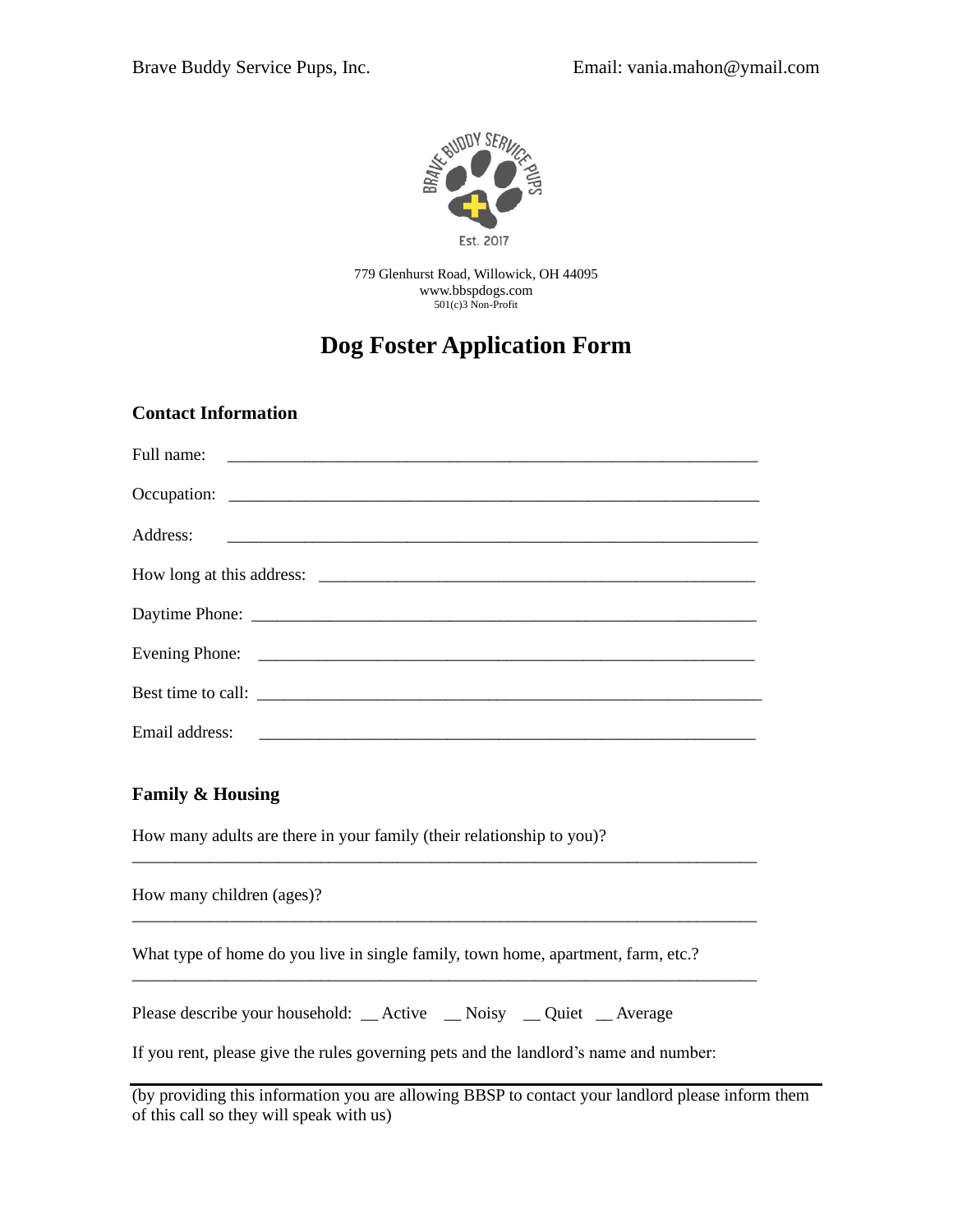Brave Buddy Service Pups, Inc. Email: vania.mahon@ymail.com

779 Glenhurst Road, Willowick, OH 44095
www.bbspdogs.com
501(c)3 Non-Profit

# Dog Foster Application Form

### Contact Information

Full name: ____________________________________________________________

Occupation: ____________________________________________________________

Address: ____________________________________________________________

How long at this address: ___________________________________________________

Daytime Phone: _________________________________________________________

Evening Phone: _________________________________________________________

Best time to call: _________________________________________________________

Email address: _________________________________________________________

### Family & Housing

How many adults are there in your family (their relationship to you)?
_________________________________________________________________________

How many children (ages)?
_________________________________________________________________________

What type of home do you live in single family, town home, apartment, farm, etc.?
_________________________________________________________________________

Please describe your household: __ Active __ Noisy __ Quiet __ Average

If you rent, please give the rules governing pets and the landlord's name and number:

_________________________________________________________________________
(by providing this information you are allowing BBSP to contact your landlord please inform them of this call so they will speak with us)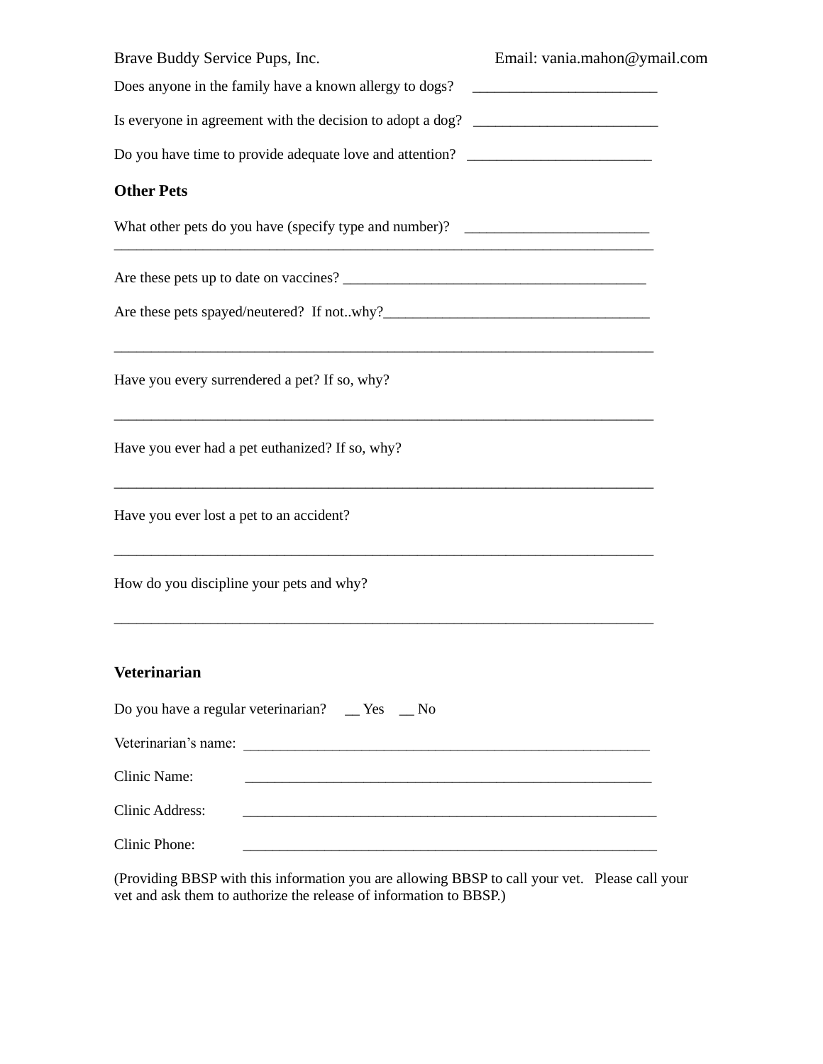Brave Buddy Service Pups, Inc. Email: vania.mahon@ymail.com

Does anyone in the family have a known allergy to dogs? ________________________

Is everyone in agreement with the decision to adopt a dog? ________________________

Do you have time to provide adequate love and attention? ________________________

### Other Pets

What other pets do you have (specify type and number)? ________________________
______________________________________________________________________

Are these pets up to date on vaccines? ________________________________________

Are these pets spayed/neutered? If not..why?____________________________________

______________________________________________________________________

Have you every surrendered a pet? If so, why?

______________________________________________________________________

Have you ever had a pet euthanized? If so, why?

______________________________________________________________________

Have you ever lost a pet to an accident?

______________________________________________________________________

How do you discipline your pets and why?

______________________________________________________________________

### Veterinarian

Do you have a regular veterinarian? __ Yes __ No

Veterinarian's name: ______________________________________________________

Clinic Name: ______________________________________________________

Clinic Address: ______________________________________________________

Clinic Phone: ______________________________________________________

(Providing BBSP with this information you are allowing BBSP to call your vet. Please call your vet and ask them to authorize the release of information to BBSP.)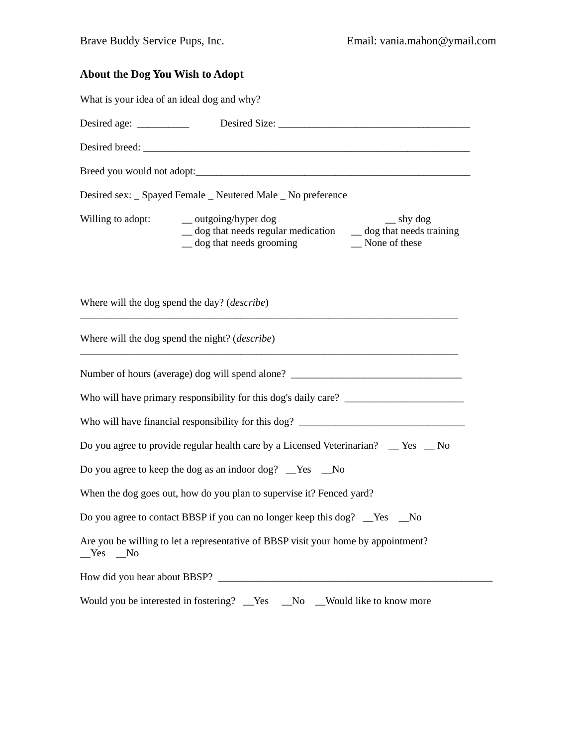Brave Buddy Service Pups, Inc. Email: vania.mahon@ymail.com

### About the Dog You Wish to Adopt

What is your idea of an ideal dog and why?

Desired age: __________ Desired Size: _____________________________________

Desired breed: _______________________________________________________________

Breed you would not adopt:_____________________________________________________

Desired sex: _ Spayed Female _ Neutered Male _ No preference

Willing to adopt:
- __ outgoing/hyper dog
- __ shy dog
- __ dog that needs regular medication
- __ dog that needs training
- __ dog that needs grooming
- __ None of these

Where will the dog spend the day? (*describe*)
___________________________________________________________________________

Where will the dog spend the night? (*describe*)
___________________________________________________________________________

Number of hours (average) dog will spend alone? _________________________________

Who will have primary responsibility for this dog's daily care? _______________________

Who will have financial responsibility for this dog? ________________________________

Do you agree to provide regular health care by a Licensed Veterinarian? __ Yes __ No

Do you agree to keep the dog as an indoor dog? __Yes __No

When the dog goes out, how do you plan to supervise it? Fenced yard?

Do you agree to contact BBSP if you can no longer keep this dog? __Yes __No

Are you be willing to let a representative of BBSP visit your home by appointment?
__Yes __No

How did you hear about BBSP? ______________________________________________________

Would you be interested in fostering? __Yes __No __Would like to know more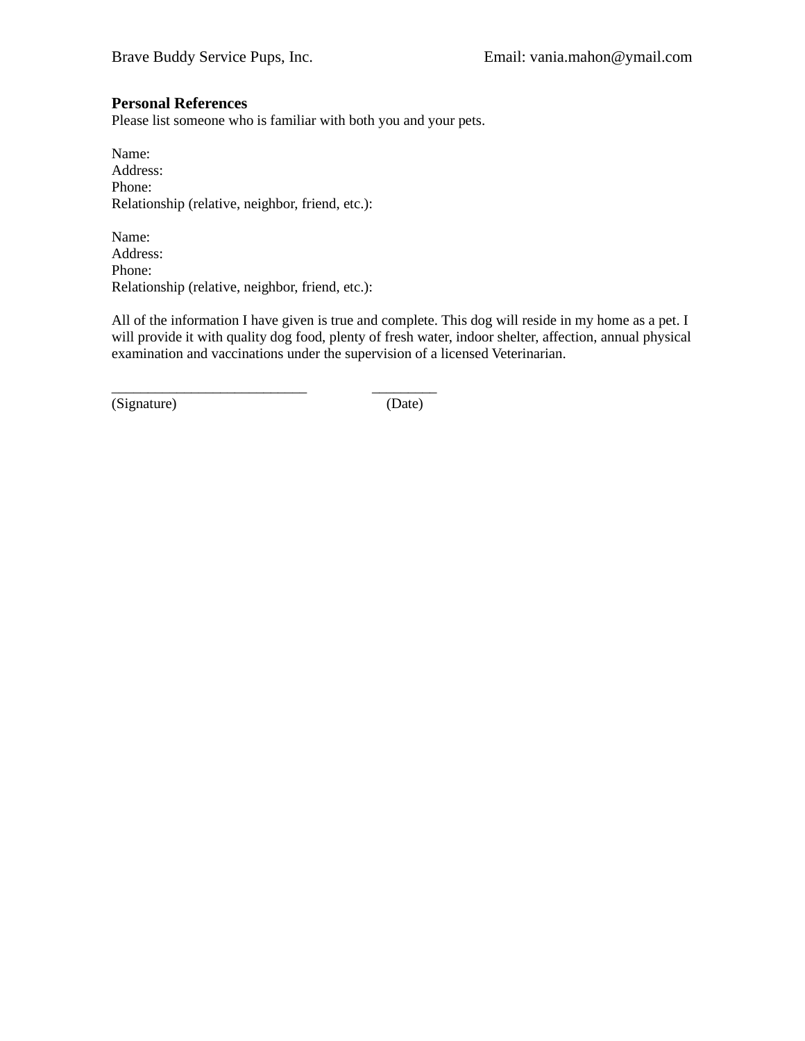**Personal References**
Please list someone who is familiar with both you and your pets.

Name:
Address:
Phone:
Relationship (relative, neighbor, friend, etc.):

Name:
Address:
Phone:
Relationship (relative, neighbor, friend, etc.):

All of the information I have given is true and complete. This dog will reside in my home as a pet. I will provide it with quality dog food, plenty of fresh water, indoor shelter, affection, annual physical examination and vaccinations under the supervision of a licensed Veterinarian.

___________________________ _________
(Signature) (Date)